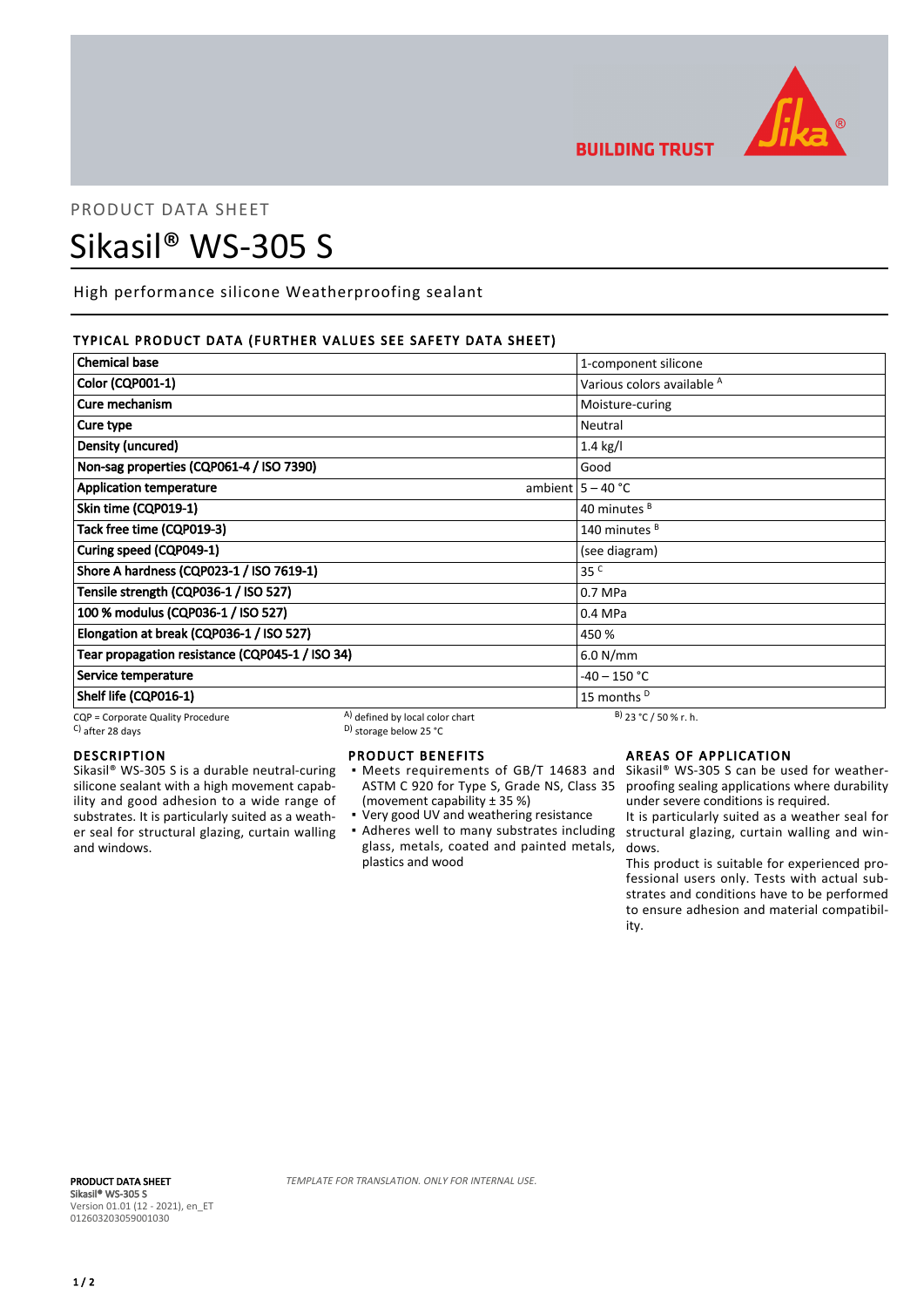PRODUCT DATA SHEET

# Sikasil® WS-305 S

High performance silicone Weatherproofing sealant

## TYPICAL PRODUCT DATA (FURTHER VALUES SEE SAFETY DATA SHEET)

| Property | | Value |
|---|---|---|
| Chemical base | | 1-component silicone |
| Color (CQP001-1) | | Various colors available [A] |
| Cure mechanism | | Moisture-curing |
| Cure type | | Neutral |
| Density (uncured) | | 1.4 kg/l |
| Non-sag properties (CQP061-4 / ISO 7390) | | Good |
| Application temperature | ambient | 5 – 40 °C |
| Skin time (CQP019-1) | | 40 minutes [B] |
| Tack free time (CQP019-3) | | 140 minutes [B] |
| Curing speed (CQP049-1) | | (see diagram) |
| Shore A hardness (CQP023-1 / ISO 7619-1) | | 35 [C] |
| Tensile strength (CQP036-1 / ISO 527) | | 0.7 MPa |
| 100 % modulus (CQP036-1 / ISO 527) | | 0.4 MPa |
| Elongation at break (CQP036-1 / ISO 527) | | 450 % |
| Tear propagation resistance (CQP045-1 / ISO 34) | | 6.0 N/mm |
| Service temperature | | -40 – 150 °C |
| Shelf life (CQP016-1) | | 15 months [D] |

CQP = Corporate Quality Procedure
A) defined by local color chart
B) 23 °C / 50 % r. h.
C) after 28 days
D) storage below 25 °C

## DESCRIPTION

Sikasil® WS-305 S is a durable neutral-curing silicone sealant with a high movement capability and good adhesion to a wide range of substrates. It is particularly suited as a weather seal for structural glazing, curtain walling and windows.

## PRODUCT BENEFITS

- Meets requirements of GB/T 14683 and ASTM C 920 for Type S, Grade NS, Class 35 (movement capability ± 35 %)
- Very good UV and weathering resistance
- Adheres well to many substrates including glass, metals, coated and painted metals, plastics and wood

## AREAS OF APPLICATION

Sikasil® WS-305 S can be used for weatherproofing sealing applications where durability under severe conditions is required.

It is particularly suited as a weather seal for structural glazing, curtain walling and windows.

This product is suitable for experienced professional users only. Tests with actual substrates and conditions have to be performed to ensure adhesion and material compatibility.

**PRODUCT DATA SHEET**
**Sikasil® WS-305 S**
Version 01.01 (12 - 2021), en_ET
012603203059001030

*TEMPLATE FOR TRANSLATION. ONLY FOR INTERNAL USE.*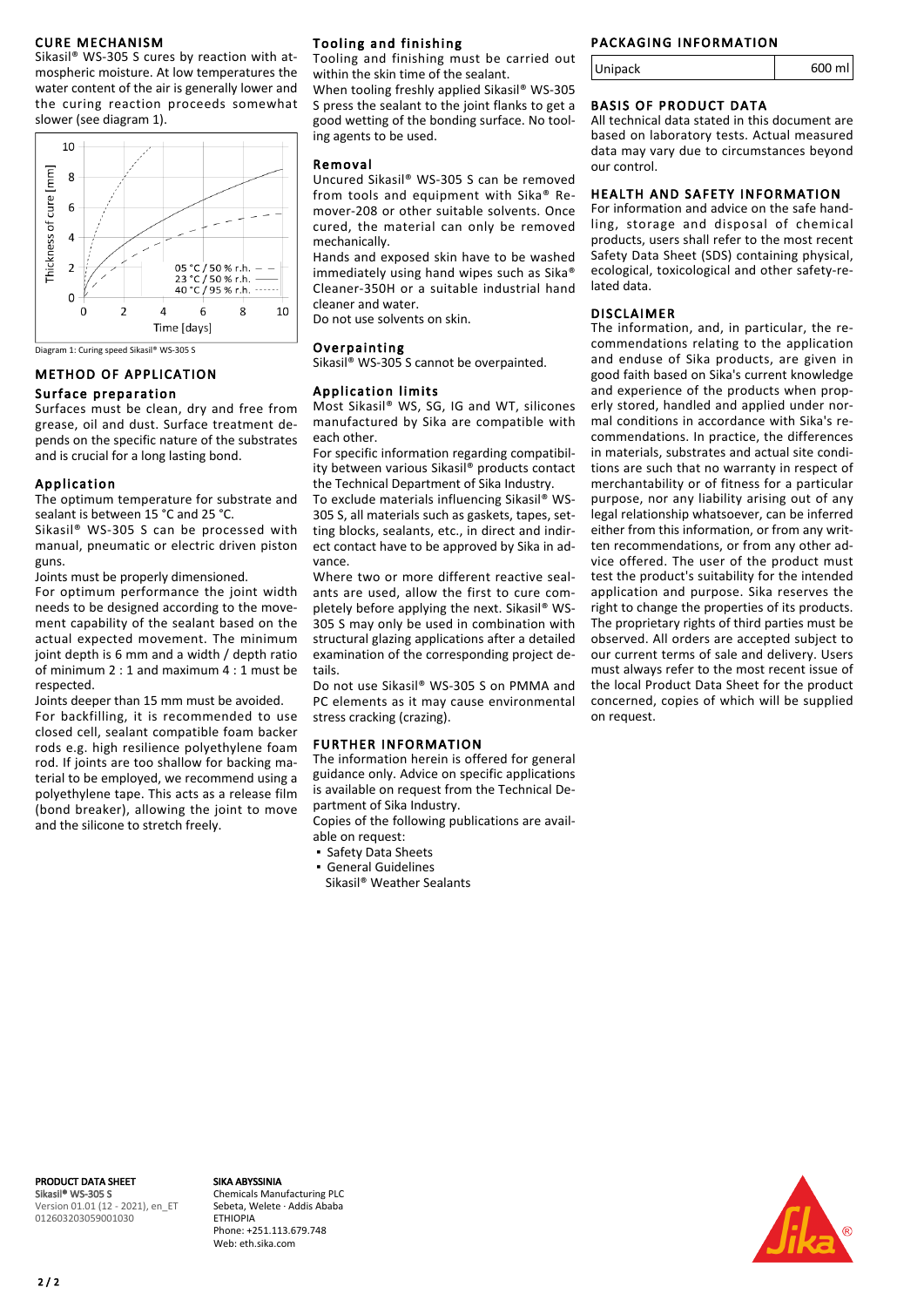## CURE MECHANISM

Sikasil® WS-305 S cures by reaction with atmospheric moisture. At low temperatures the water content of the air is generally lower and the curing reaction proceeds somewhat slower (see diagram 1).

Thickness of cure [mm]
10
8
6
4
2
0
0 2 4 6 8 10
Time [days]
05 °C / 50 % r.h.
23 °C / 50 % r.h.
40 °C / 95 % r.h.

Diagram 1: Curing speed Sikasil® WS-305 S

## METHOD OF APPLICATION

### Surface preparation

Surfaces must be clean, dry and free from grease, oil and dust. Surface treatment depends on the specific nature of the substrates and is crucial for a long lasting bond.

### Application

The optimum temperature for substrate and sealant is between 15 °C and 25 °C.

Sikasil® WS-305 S can be processed with manual, pneumatic or electric driven piston guns.

Joints must be properly dimensioned.

For optimum performance the joint width needs to be designed according to the movement capability of the sealant based on the actual expected movement. The minimum joint depth is 6 mm and a width / depth ratio of minimum 2 : 1 and maximum 4 : 1 must be respected.

Joints deeper than 15 mm must be avoided.

For backfilling, it is recommended to use closed cell, sealant compatible foam backer rods e.g. high resilience polyethylene foam rod. If joints are too shallow for backing material to be employed, we recommend using a polyethylene tape. This acts as a release film (bond breaker), allowing the joint to move and the silicone to stretch freely.

### Tooling and finishing

Tooling and finishing must be carried out within the skin time of the sealant.

When tooling freshly applied Sikasil® WS-305 S press the sealant to the joint flanks to get a good wetting of the bonding surface. No tooling agents to be used.

### Removal

Uncured Sikasil® WS-305 S can be removed from tools and equipment with Sika® Remover-208 or other suitable solvents. Once cured, the material can only be removed mechanically.

Hands and exposed skin have to be washed immediately using hand wipes such as Sika® Cleaner-350H or a suitable industrial hand cleaner and water.

Do not use solvents on skin.

### Overpainting

Sikasil® WS-305 S cannot be overpainted.

### Application limits

Most Sikasil® WS, SG, IG and WT, silicones manufactured by Sika are compatible with each other.

For specific information regarding compatibility between various Sikasil® products contact the Technical Department of Sika Industry.

To exclude materials influencing Sikasil® WS-305 S, all materials such as gaskets, tapes, setting blocks, sealants, etc., in direct and indirect contact have to be approved by Sika in advance.

Where two or more different reactive sealants are used, allow the first to cure completely before applying the next. Sikasil® WS-305 S may only be used in combination with structural glazing applications after a detailed examination of the corresponding project details.

Do not use Sikasil® WS-305 S on PMMA and PC elements as it may cause environmental stress cracking (crazing).

## FURTHER INFORMATION

The information herein is offered for general guidance only. Advice on specific applications is available on request from the Technical Department of Sika Industry.

Copies of the following publications are available on request:

- Safety Data Sheets
- General Guidelines
  Sikasil® Weather Sealants

## PACKAGING INFORMATION

| | |
|---|---|
| Unipack | 600 ml |

## BASIS OF PRODUCT DATA

All technical data stated in this document are based on laboratory tests. Actual measured data may vary due to circumstances beyond our control.

## HEALTH AND SAFETY INFORMATION

For information and advice on the safe handling, storage and disposal of chemical products, users shall refer to the most recent Safety Data Sheet (SDS) containing physical, ecological, toxicological and other safety-related data.

## DISCLAIMER

The information, and, in particular, the recommendations relating to the application and enduse of Sika products, are given in good faith based on Sika's current knowledge and experience of the products when properly stored, handled and applied under normal conditions in accordance with Sika's recommendations. In practice, the differences in materials, substrates and actual site conditions are such that no warranty in respect of merchantability or of fitness for a particular purpose, nor any liability arising out of any legal relationship whatsoever, can be inferred either from this information, or from any written recommendations, or from any other advice offered. The user of the product must test the product's suitability for the intended application and purpose. Sika reserves the right to change the properties of its products. The proprietary rights of third parties must be observed. All orders are accepted subject to our current terms of sale and delivery. Users must always refer to the most recent issue of the local Product Data Sheet for the product concerned, copies of which will be supplied on request.

**PRODUCT DATA SHEET**
**Sikasil® WS-305 S**
Version 01.01 (12 - 2021), en_ET
012603203059001030

**SIKA ABYSSINIA**
Chemicals Manufacturing PLC
Sebeta, Welete · Addis Ababa
ETHIOPIA
Phone: +251.113.679.748
Web: eth.sika.com